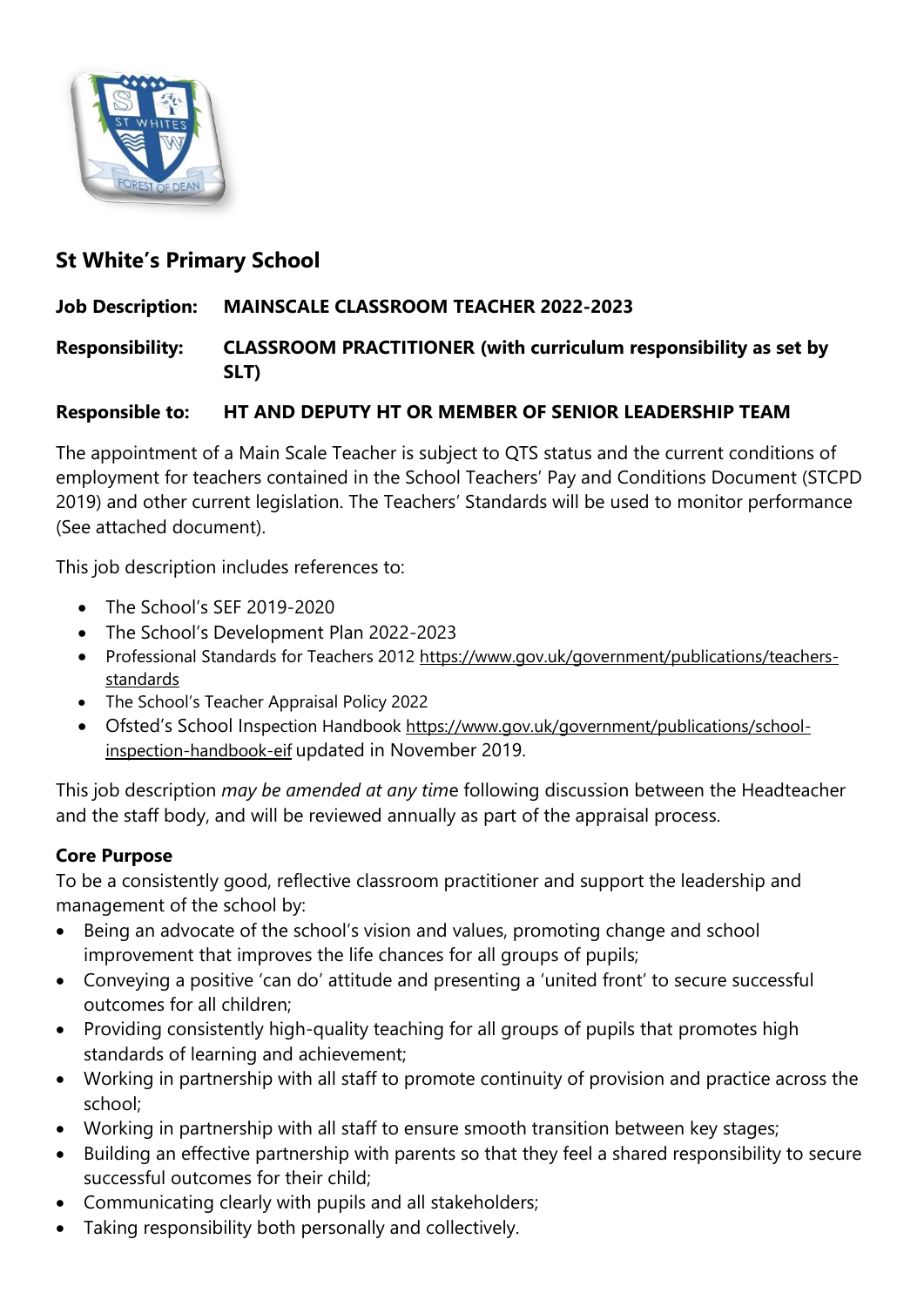## St White's Primary School

**Job Description:** **MAINSCALE CLASSROOM TEACHER 2022-2023**

**Responsibility:** **CLASSROOM PRACTITIONER (with curriculum responsibility as set by SLT)**

**Responsible to:** **HT AND DEPUTY HT OR MEMBER OF SENIOR LEADERSHIP TEAM**

The appointment of a Main Scale Teacher is subject to QTS status and the current conditions of employment for teachers contained in the School Teachers' Pay and Conditions Document (STCPD 2019) and other current legislation. The Teachers' Standards will be used to monitor performance (See attached document).

This job description includes references to:

- The School's SEF 2019-2020
- The School's Development Plan 2022-2023
- Professional Standards for Teachers 2012 https://www.gov.uk/government/publications/teachers-standards
- The School's Teacher Appraisal Policy 2022
- Ofsted's School Inspection Handbook https://www.gov.uk/government/publications/school-inspection-handbook-eif updated in November 2019.

This job description *may be amended at any time* following discussion between the Headteacher and the staff body, and will be reviewed annually as part of the appraisal process.

**Core Purpose**

To be a consistently good, reflective classroom practitioner and support the leadership and management of the school by:

- Being an advocate of the school's vision and values, promoting change and school improvement that improves the life chances for all groups of pupils;
- Conveying a positive 'can do' attitude and presenting a 'united front' to secure successful outcomes for all children;
- Providing consistently high-quality teaching for all groups of pupils that promotes high standards of learning and achievement;
- Working in partnership with all staff to promote continuity of provision and practice across the school;
- Working in partnership with all staff to ensure smooth transition between key stages;
- Building an effective partnership with parents so that they feel a shared responsibility to secure successful outcomes for their child;
- Communicating clearly with pupils and all stakeholders;
- Taking responsibility both personally and collectively.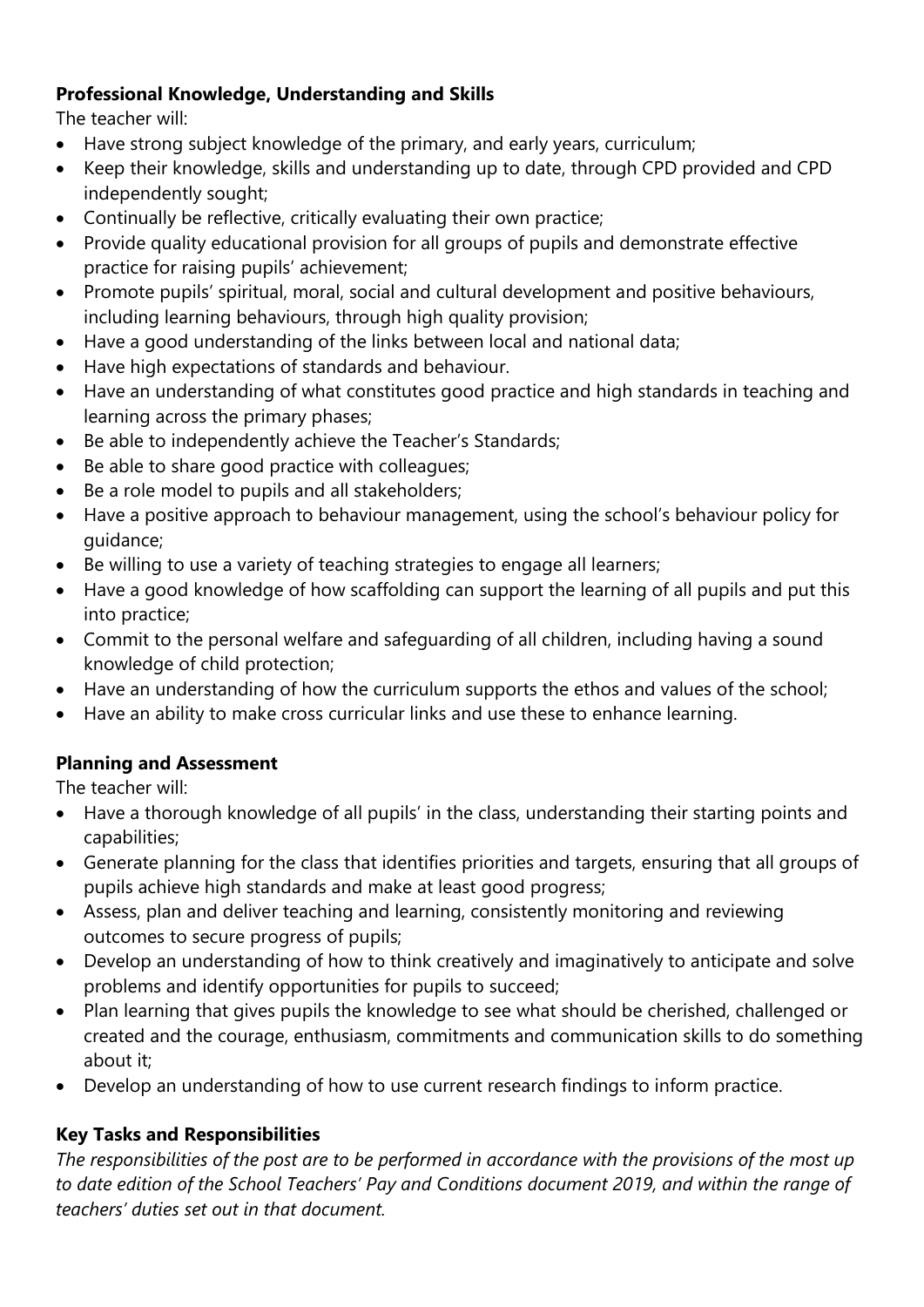**Professional Knowledge, Understanding and Skills**

The teacher will:

- Have strong subject knowledge of the primary, and early years, curriculum;
- Keep their knowledge, skills and understanding up to date, through CPD provided and CPD independently sought;
- Continually be reflective, critically evaluating their own practice;
- Provide quality educational provision for all groups of pupils and demonstrate effective practice for raising pupils' achievement;
- Promote pupils' spiritual, moral, social and cultural development and positive behaviours, including learning behaviours, through high quality provision;
- Have a good understanding of the links between local and national data;
- Have high expectations of standards and behaviour.
- Have an understanding of what constitutes good practice and high standards in teaching and learning across the primary phases;
- Be able to independently achieve the Teacher's Standards;
- Be able to share good practice with colleagues;
- Be a role model to pupils and all stakeholders;
- Have a positive approach to behaviour management, using the school's behaviour policy for guidance;
- Be willing to use a variety of teaching strategies to engage all learners;
- Have a good knowledge of how scaffolding can support the learning of all pupils and put this into practice;
- Commit to the personal welfare and safeguarding of all children, including having a sound knowledge of child protection;
- Have an understanding of how the curriculum supports the ethos and values of the school;
- Have an ability to make cross curricular links and use these to enhance learning.

**Planning and Assessment**

The teacher will:

- Have a thorough knowledge of all pupils' in the class, understanding their starting points and capabilities;
- Generate planning for the class that identifies priorities and targets, ensuring that all groups of pupils achieve high standards and make at least good progress;
- Assess, plan and deliver teaching and learning, consistently monitoring and reviewing outcomes to secure progress of pupils;
- Develop an understanding of how to think creatively and imaginatively to anticipate and solve problems and identify opportunities for pupils to succeed;
- Plan learning that gives pupils the knowledge to see what should be cherished, challenged or created and the courage, enthusiasm, commitments and communication skills to do something about it;
- Develop an understanding of how to use current research findings to inform practice.

**Key Tasks and Responsibilities**

*The responsibilities of the post are to be performed in accordance with the provisions of the most up to date edition of the School Teachers' Pay and Conditions document 2019, and within the range of teachers' duties set out in that document.*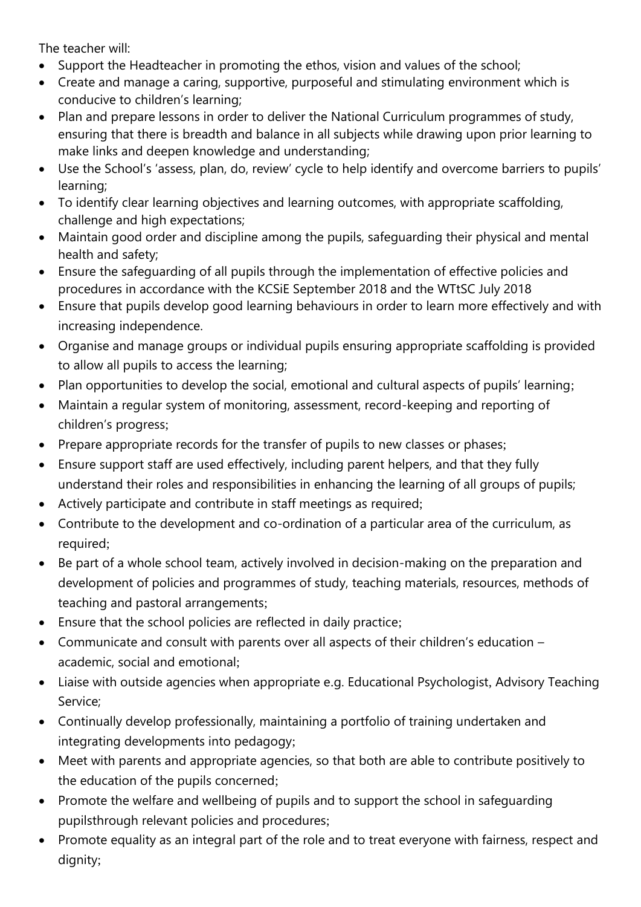The teacher will:

- Support the Headteacher in promoting the ethos, vision and values of the school;
- Create and manage a caring, supportive, purposeful and stimulating environment which is conducive to children's learning;
- Plan and prepare lessons in order to deliver the National Curriculum programmes of study, ensuring that there is breadth and balance in all subjects while drawing upon prior learning to make links and deepen knowledge and understanding;
- Use the School's 'assess, plan, do, review' cycle to help identify and overcome barriers to pupils' learning;
- To identify clear learning objectives and learning outcomes, with appropriate scaffolding, challenge and high expectations;
- Maintain good order and discipline among the pupils, safeguarding their physical and mental health and safety;
- Ensure the safeguarding of all pupils through the implementation of effective policies and procedures in accordance with the KCSiE September 2018 and the WTtSC July 2018
- Ensure that pupils develop good learning behaviours in order to learn more effectively and with increasing independence.
- Organise and manage groups or individual pupils ensuring appropriate scaffolding is provided to allow all pupils to access the learning;
- Plan opportunities to develop the social, emotional and cultural aspects of pupils' learning;
- Maintain a regular system of monitoring, assessment, record-keeping and reporting of children's progress;
- Prepare appropriate records for the transfer of pupils to new classes or phases;
- Ensure support staff are used effectively, including parent helpers, and that they fully understand their roles and responsibilities in enhancing the learning of all groups of pupils;
- Actively participate and contribute in staff meetings as required;
- Contribute to the development and co-ordination of a particular area of the curriculum, as required;
- Be part of a whole school team, actively involved in decision-making on the preparation and development of policies and programmes of study, teaching materials, resources, methods of teaching and pastoral arrangements;
- Ensure that the school policies are reflected in daily practice;
- Communicate and consult with parents over all aspects of their children's education – academic, social and emotional;
- Liaise with outside agencies when appropriate e.g. Educational Psychologist, Advisory Teaching Service;
- Continually develop professionally, maintaining a portfolio of training undertaken and integrating developments into pedagogy;
- Meet with parents and appropriate agencies, so that both are able to contribute positively to the education of the pupils concerned;
- Promote the welfare and wellbeing of pupils and to support the school in safeguarding pupilsthrough relevant policies and procedures;
- Promote equality as an integral part of the role and to treat everyone with fairness, respect and dignity;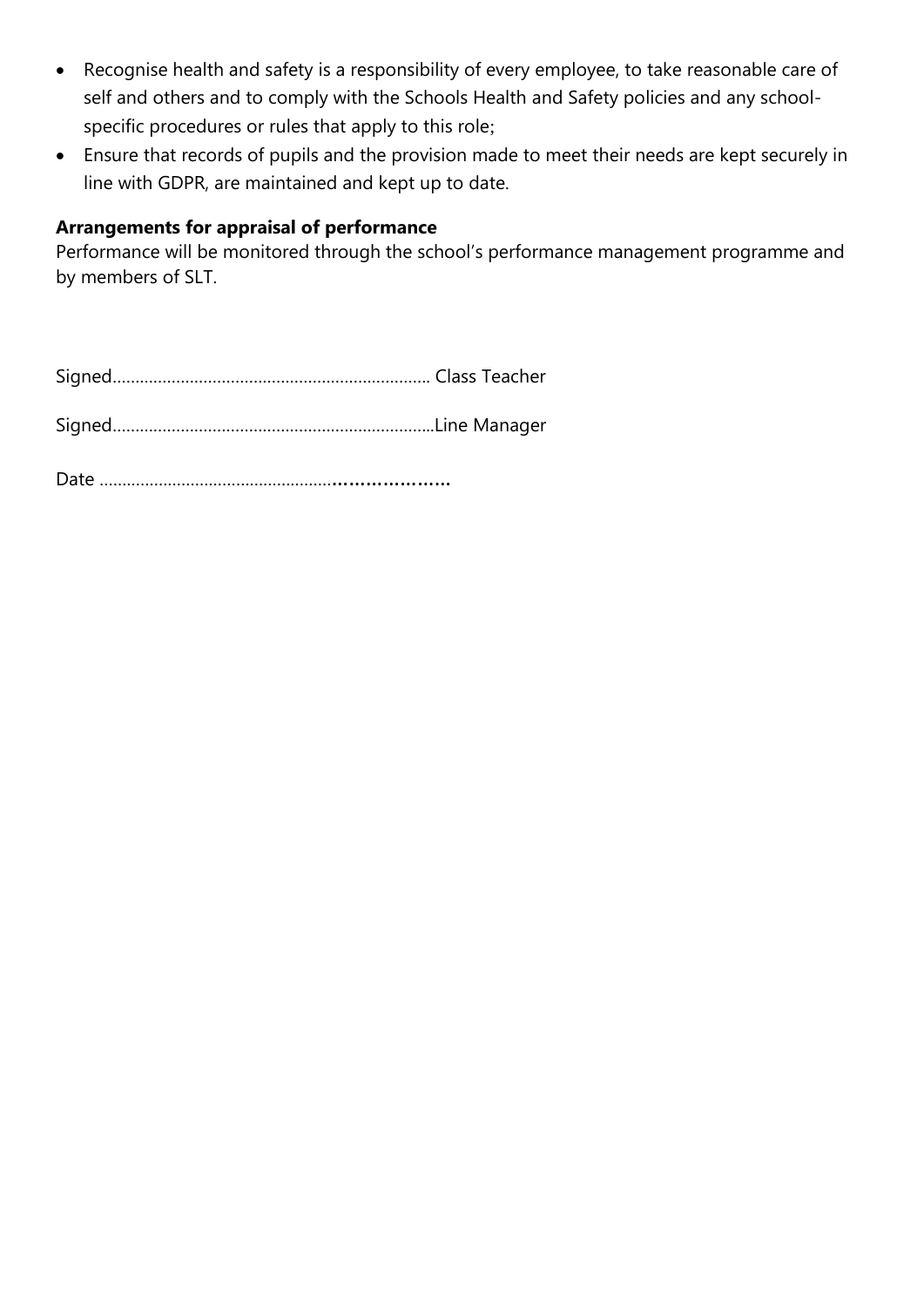- Recognise health and safety is a responsibility of every employee, to take reasonable care of self and others and to comply with the Schools Health and Safety policies and any school-specific procedures or rules that apply to this role;
- Ensure that records of pupils and the provision made to meet their needs are kept securely in line with GDPR, are maintained and kept up to date.

**Arrangements for appraisal of performance**

Performance will be monitored through the school's performance management programme and by members of SLT.

Signed……………………………………………………………. Class Teacher

Signed……………………………………………………………..Line Manager

Date ……………………………………………………………